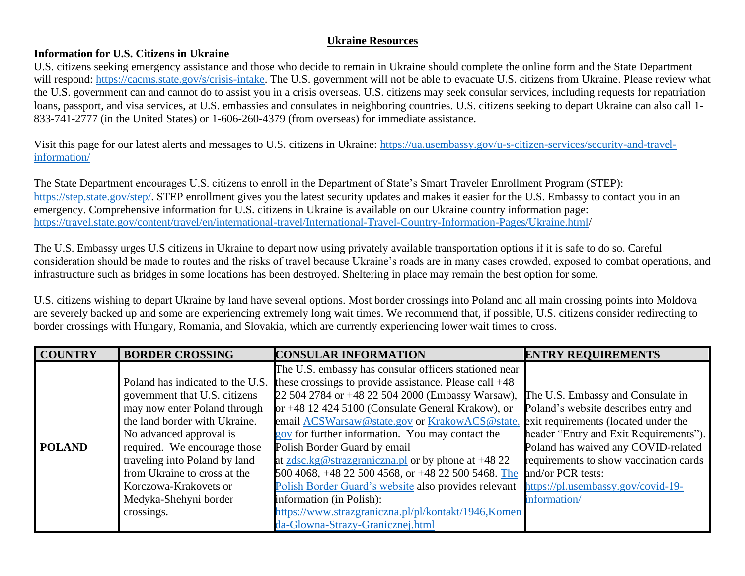# Ukraine Resources

**Information for U.S. Citizens in Ukraine**

U.S. citizens seeking emergency assistance and those who decide to remain in Ukraine should complete the online form and the State Department will respond: https://cacms.state.gov/s/crisis-intake. The U.S. government will not be able to evacuate U.S. citizens from Ukraine. Please review what the U.S. government can and cannot do to assist you in a crisis overseas. U.S. citizens may seek consular services, including requests for repatriation loans, passport, and visa services, at U.S. embassies and consulates in neighboring countries. U.S. citizens seeking to depart Ukraine can also call 1-833-741-2777 (in the United States) or 1-606-260-4379 (from overseas) for immediate assistance.

Visit this page for our latest alerts and messages to U.S. citizens in Ukraine: https://ua.usembassy.gov/u-s-citizen-services/security-and-travel-information/

The State Department encourages U.S. citizens to enroll in the Department of State's Smart Traveler Enrollment Program (STEP): https://step.state.gov/step/. STEP enrollment gives you the latest security updates and makes it easier for the U.S. Embassy to contact you in an emergency. Comprehensive information for U.S. citizens in Ukraine is available on our Ukraine country information page: https://travel.state.gov/content/travel/en/international-travel/International-Travel-Country-Information-Pages/Ukraine.html/

The U.S. Embassy urges U.S citizens in Ukraine to depart now using privately available transportation options if it is safe to do so. Careful consideration should be made to routes and the risks of travel because Ukraine's roads are in many cases crowded, exposed to combat operations, and infrastructure such as bridges in some locations has been destroyed. Sheltering in place may remain the best option for some.

U.S. citizens wishing to depart Ukraine by land have several options. Most border crossings into Poland and all main crossing points into Moldova are severely backed up and some are experiencing extremely long wait times. We recommend that, if possible, U.S. citizens consider redirecting to border crossings with Hungary, Romania, and Slovakia, which are currently experiencing lower wait times to cross.

| COUNTRY | BORDER CROSSING | CONSULAR INFORMATION | ENTRY REQUIREMENTS |
|---|---|---|---|
| **POLAND** | Poland has indicated to the U.S. government that U.S. citizens may now enter Poland through the land border with Ukraine. No advanced approval is required. We encourage those traveling into Poland by land from Ukraine to cross at the Korczowa-Krakovets or Medyka-Shehyni border crossings. | The U.S. embassy has consular officers stationed near these crossings to provide assistance. Please call +48 22 504 2784 or +48 22 504 2000 (Embassy Warsaw), or +48 12 424 5100 (Consulate General Krakow), or email ACSWarsaw@state.gov or KrakowACS@state.gov for further information. You may contact the Polish Border Guard by email at zdsc.kg@strazgraniczna.pl or by phone at +48 22 500 4068, +48 22 500 4568, or +48 22 500 5468. The Polish Border Guard's website also provides relevant information (in Polish): https://www.strazgraniczna.pl/pl/kontakt/1946,Komenda-Glowna-Strazy-Granicznej.html | The U.S. Embassy and Consulate in Poland's website describes entry and exit requirements (located under the header "Entry and Exit Requirements"). Poland has waived any COVID-related requirements to show vaccination cards and/or PCR tests: https://pl.usembassy.gov/covid-19-information/ |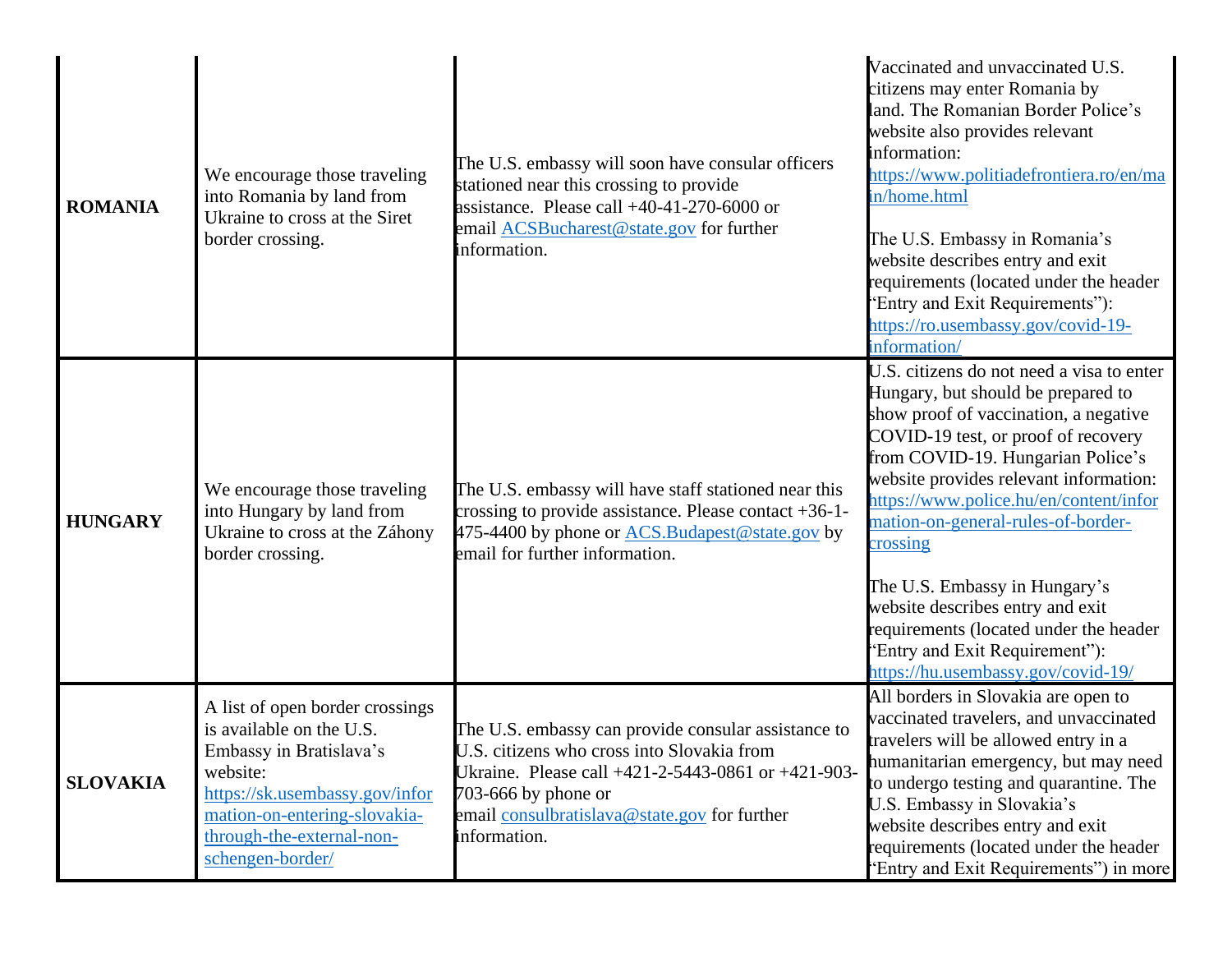| | | | |
|---|---|---|---|
| **ROMANIA** | We encourage those traveling into Romania by land from Ukraine to cross at the Siret border crossing. | The U.S. embassy will soon have consular officers stationed near this crossing to provide assistance. Please call +40-41-270-6000 or email ACSBucharest@state.gov for further information. | Vaccinated and unvaccinated U.S. citizens may enter Romania by land. The Romanian Border Police's website also provides relevant information: https://www.politiadefrontiera.ro/en/main/home.html<br><br>The U.S. Embassy in Romania's website describes entry and exit requirements (located under the header "Entry and Exit Requirements"): https://ro.usembassy.gov/covid-19-information/ |
| **HUNGARY** | We encourage those traveling into Hungary by land from Ukraine to cross at the Záhony border crossing. | The U.S. embassy will have staff stationed near this crossing to provide assistance. Please contact +36-1-475-4400 by phone or ACS.Budapest@state.gov by email for further information. | U.S. citizens do not need a visa to enter Hungary, but should be prepared to show proof of vaccination, a negative COVID-19 test, or proof of recovery from COVID-19. Hungarian Police's website provides relevant information: https://www.police.hu/en/content/information-on-general-rules-of-border-crossing<br><br>The U.S. Embassy in Hungary's website describes entry and exit requirements (located under the header "Entry and Exit Requirement"): https://hu.usembassy.gov/covid-19/ |
| **SLOVAKIA** | A list of open border crossings is available on the U.S. Embassy in Bratislava's website: https://sk.usembassy.gov/information-on-entering-slovakia-through-the-external-non-schengen-border/ | The U.S. embassy can provide consular assistance to U.S. citizens who cross into Slovakia from Ukraine. Please call +421-2-5443-0861 or +421-903-703-666 by phone or email consulbratislava@state.gov for further information. | All borders in Slovakia are open to vaccinated travelers, and unvaccinated travelers will be allowed entry in a humanitarian emergency, but may need to undergo testing and quarantine. The U.S. Embassy in Slovakia's website describes entry and exit requirements (located under the header "Entry and Exit Requirements") in more |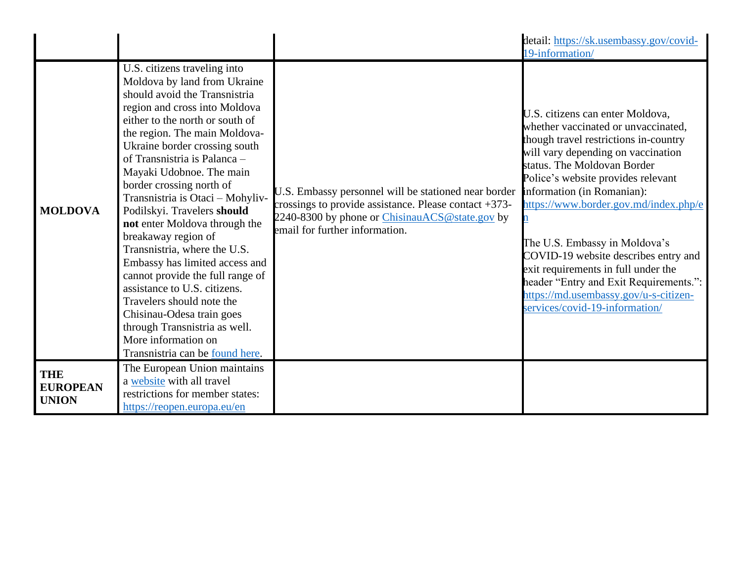| | | | |
|---|---|---|---|
| | | | detail: https://sk.usembassy.gov/covid-19-information/ |
| **MOLDOVA** | U.S. citizens traveling into Moldova by land from Ukraine should avoid the Transnistria region and cross into Moldova either to the north or south of the region. The main Moldova-Ukraine border crossing south of Transnistria is Palanca – Mayaki Udobnoe. The main border crossing north of Transnistria is Otaci – Mohyliv-Podilskyi. Travelers **should not** enter Moldova through the breakaway region of Transnistria, where the U.S. Embassy has limited access and cannot provide the full range of assistance to U.S. citizens. Travelers should note the Chisinau-Odesa train goes through Transnistria as well. More information on Transnistria can be found here. | U.S. Embassy personnel will be stationed near border crossings to provide assistance. Please contact +373-2240-8300 by phone or ChisinauACS@state.gov by email for further information. | U.S. citizens can enter Moldova, whether vaccinated or unvaccinated, though travel restrictions in-country will vary depending on vaccination status. The Moldovan Border Police's website provides relevant information (in Romanian): https://www.border.gov.md/index.php/en<br><br>The U.S. Embassy in Moldova's COVID-19 website describes entry and exit requirements in full under the header "Entry and Exit Requirements.": https://md.usembassy.gov/u-s-citizen-services/covid-19-information/ |
| **THE EUROPEAN UNION** | The European Union maintains a website with all travel restrictions for member states: https://reopen.europa.eu/en | | |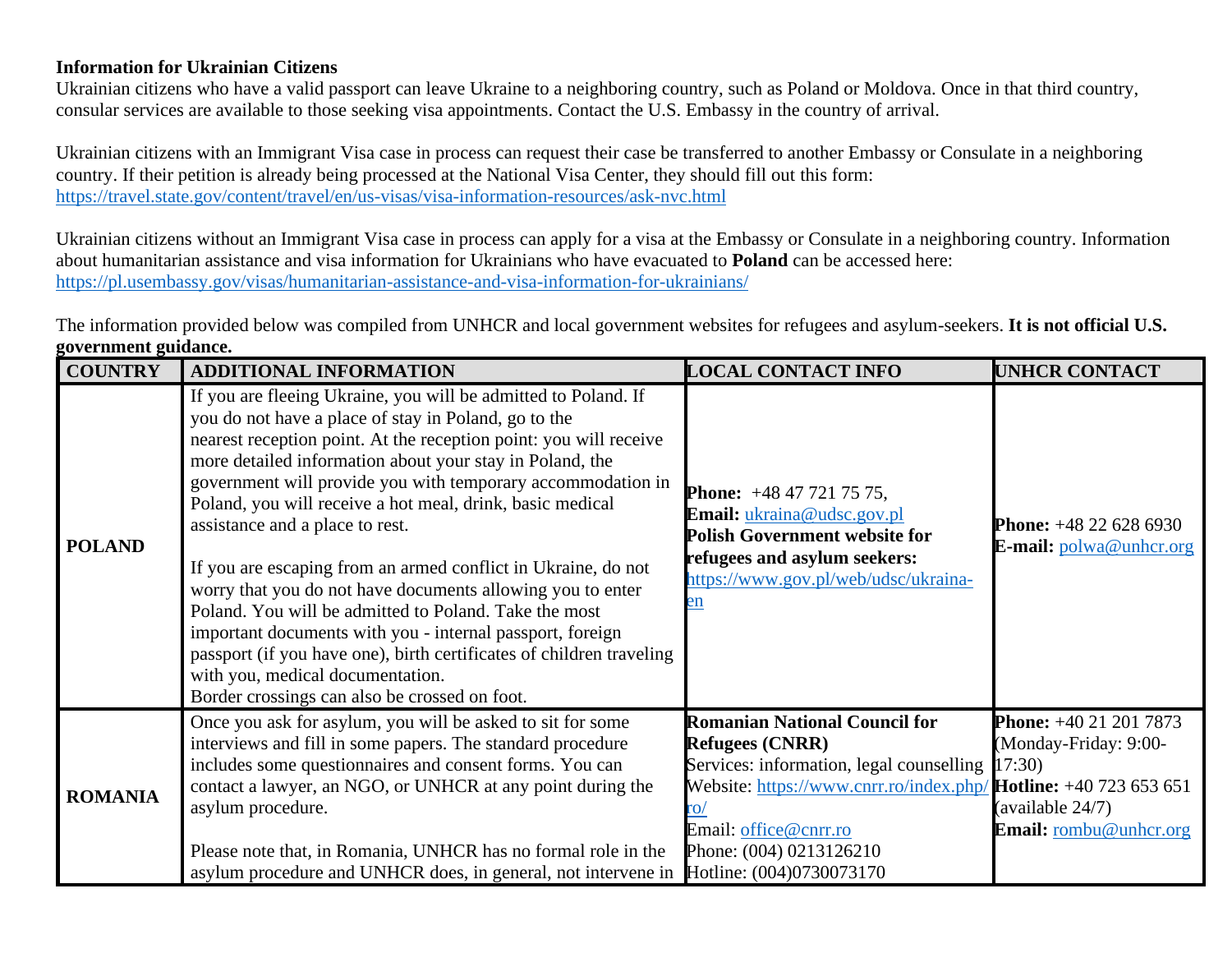**Information for Ukrainian Citizens**

Ukrainian citizens who have a valid passport can leave Ukraine to a neighboring country, such as Poland or Moldova. Once in that third country, consular services are available to those seeking visa appointments. Contact the U.S. Embassy in the country of arrival.

Ukrainian citizens with an Immigrant Visa case in process can request their case be transferred to another Embassy or Consulate in a neighboring country. If their petition is already being processed at the National Visa Center, they should fill out this form: https://travel.state.gov/content/travel/en/us-visas/visa-information-resources/ask-nvc.html

Ukrainian citizens without an Immigrant Visa case in process can apply for a visa at the Embassy or Consulate in a neighboring country. Information about humanitarian assistance and visa information for Ukrainians who have evacuated to **Poland** can be accessed here: https://pl.usembassy.gov/visas/humanitarian-assistance-and-visa-information-for-ukrainians/

The information provided below was compiled from UNHCR and local government websites for refugees and asylum-seekers. **It is not official U.S. government guidance.**

| COUNTRY | ADDITIONAL INFORMATION | LOCAL CONTACT INFO | UNHCR CONTACT |
|---|---|---|---|
| **POLAND** | If you are fleeing Ukraine, you will be admitted to Poland. If you do not have a place of stay in Poland, go to the nearest reception point. At the reception point: you will receive more detailed information about your stay in Poland, the government will provide you with temporary accommodation in Poland, you will receive a hot meal, drink, basic medical assistance and a place to rest.<br><br>If you are escaping from an armed conflict in Ukraine, do not worry that you do not have documents allowing you to enter Poland. You will be admitted to Poland. Take the most important documents with you - internal passport, foreign passport (if you have one), birth certificates of children traveling with you, medical documentation.<br>Border crossings can also be crossed on foot. | **Phone:** +48 47 721 75 75,<br>**Email:** ukraina@udsc.gov.pl<br>**Polish Government website for refugees and asylum seekers:** https://www.gov.pl/web/udsc/ukraina-en | **Phone:** +48 22 628 6930<br>**E-mail:** polwa@unhcr.org |
| **ROMANIA** | Once you ask for asylum, you will be asked to sit for some interviews and fill in some papers. The standard procedure includes some questionnaires and consent forms. You can contact a lawyer, an NGO, or UNHCR at any point during the asylum procedure.<br><br>Please note that, in Romania, UNHCR has no formal role in the asylum procedure and UNHCR does, in general, not intervene in | **Romanian National Council for Refugees (CNRR)**<br>Services: information, legal counselling<br>Website: https://www.cnrr.ro/index.php/ro/<br>Email: office@cnrr.ro<br>Phone: (004) 0213126210<br>Hotline: (004)0730073170 | **Phone:** +40 21 201 7873 (Monday-Friday: 9:00-17:30)<br>**Hotline:** +40 723 653 651 (available 24/7)<br>**Email:** rombu@unhcr.org |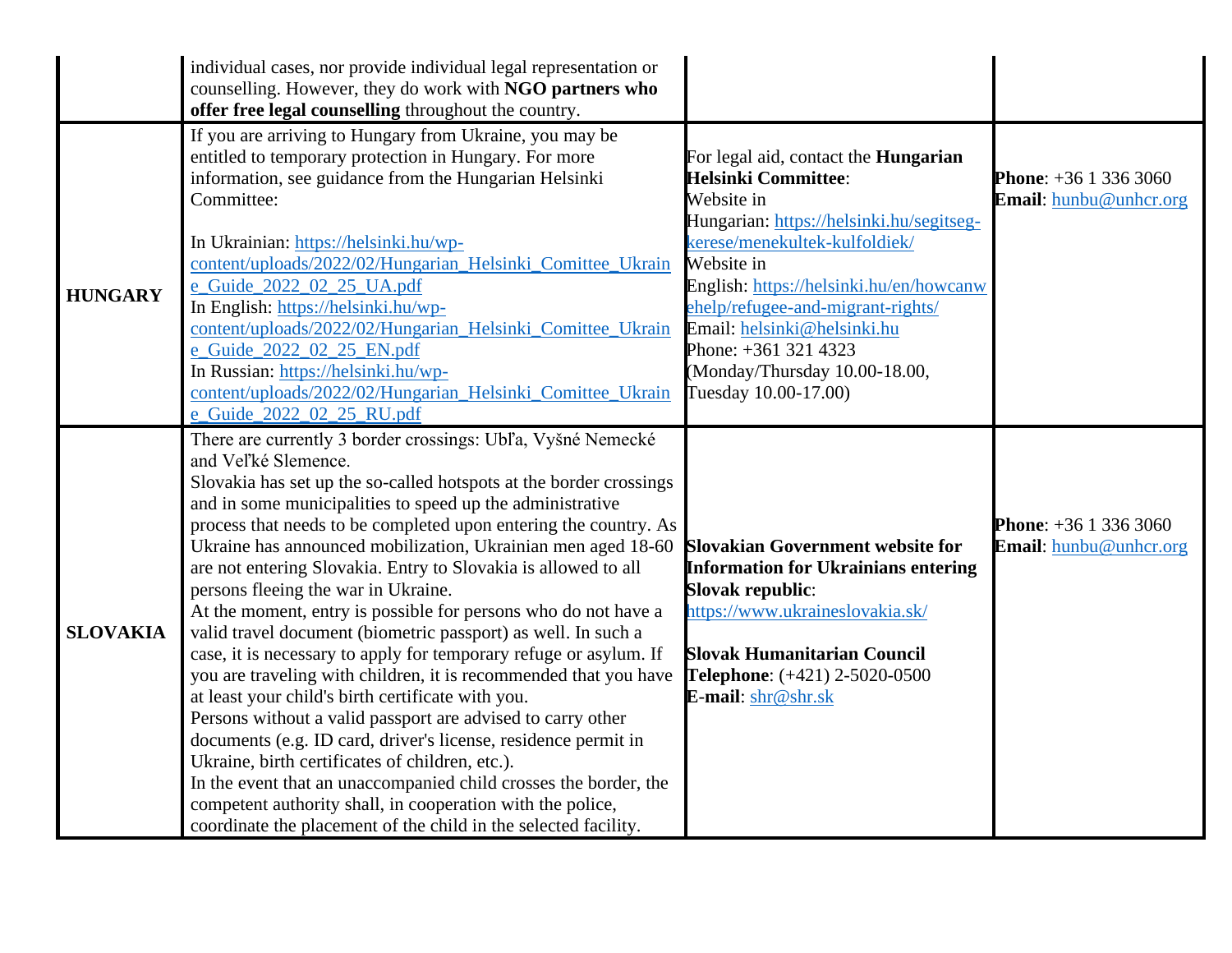| | | | |
|---|---|---|---|
| | individual cases, nor provide individual legal representation or counselling. However, they do work with **NGO partners who offer free legal counselling** throughout the country. | | |
| **HUNGARY** | If you are arriving to Hungary from Ukraine, you may be entitled to temporary protection in Hungary. For more information, see guidance from the Hungarian Helsinki Committee:<br><br>In Ukrainian: https://helsinki.hu/wp-content/uploads/2022/02/Hungarian_Helsinki_Comittee_Ukraine_Guide_2022_02_25_UA.pdf<br>In English: https://helsinki.hu/wp-content/uploads/2022/02/Hungarian_Helsinki_Comittee_Ukraine_Guide_2022_02_25_EN.pdf<br>In Russian: https://helsinki.hu/wp-content/uploads/2022/02/Hungarian_Helsinki_Comittee_Ukraine_Guide_2022_02_25_RU.pdf | For legal aid, contact the **Hungarian Helsinki Committee**:<br>Website in Hungarian: https://helsinki.hu/segitseg-kerese/menekultek-kulfoldiek/<br>Website in English: https://helsinki.hu/en/howcanwehelp/refugee-and-migrant-rights/<br>Email: helsinki@helsinki.hu<br>Phone: +361 321 4323<br>(Monday/Thursday 10.00-18.00, Tuesday 10.00-17.00) | **Phone**: +36 1 336 3060<br>**Email**: hunbu@unhcr.org |
| **SLOVAKIA** | There are currently 3 border crossings: Ubľa, Vyšné Nemecké and Veľké Slemence.<br>Slovakia has set up the so-called hotspots at the border crossings and in some municipalities to speed up the administrative process that needs to be completed upon entering the country. As Ukraine has announced mobilization, Ukrainian men aged 18-60 are not entering Slovakia. Entry to Slovakia is allowed to all persons fleeing the war in Ukraine.<br>At the moment, entry is possible for persons who do not have a valid travel document (biometric passport) as well. In such a case, it is necessary to apply for temporary refuge or asylum. If you are traveling with children, it is recommended that you have at least your child's birth certificate with you.<br>Persons without a valid passport are advised to carry other documents (e.g. ID card, driver's license, residence permit in Ukraine, birth certificates of children, etc.).<br>In the event that an unaccompanied child crosses the border, the competent authority shall, in cooperation with the police, coordinate the placement of the child in the selected facility. | **Slovakian Government website for Information for Ukrainians entering Slovak republic**:<br>https://www.ukraineslovakia.sk/<br><br>**Slovak Humanitarian Council**<br>**Telephone**: (+421) 2-5020-0500<br>**E-mail**: shr@shr.sk | **Phone**: +36 1 336 3060<br>**Email**: hunbu@unhcr.org |